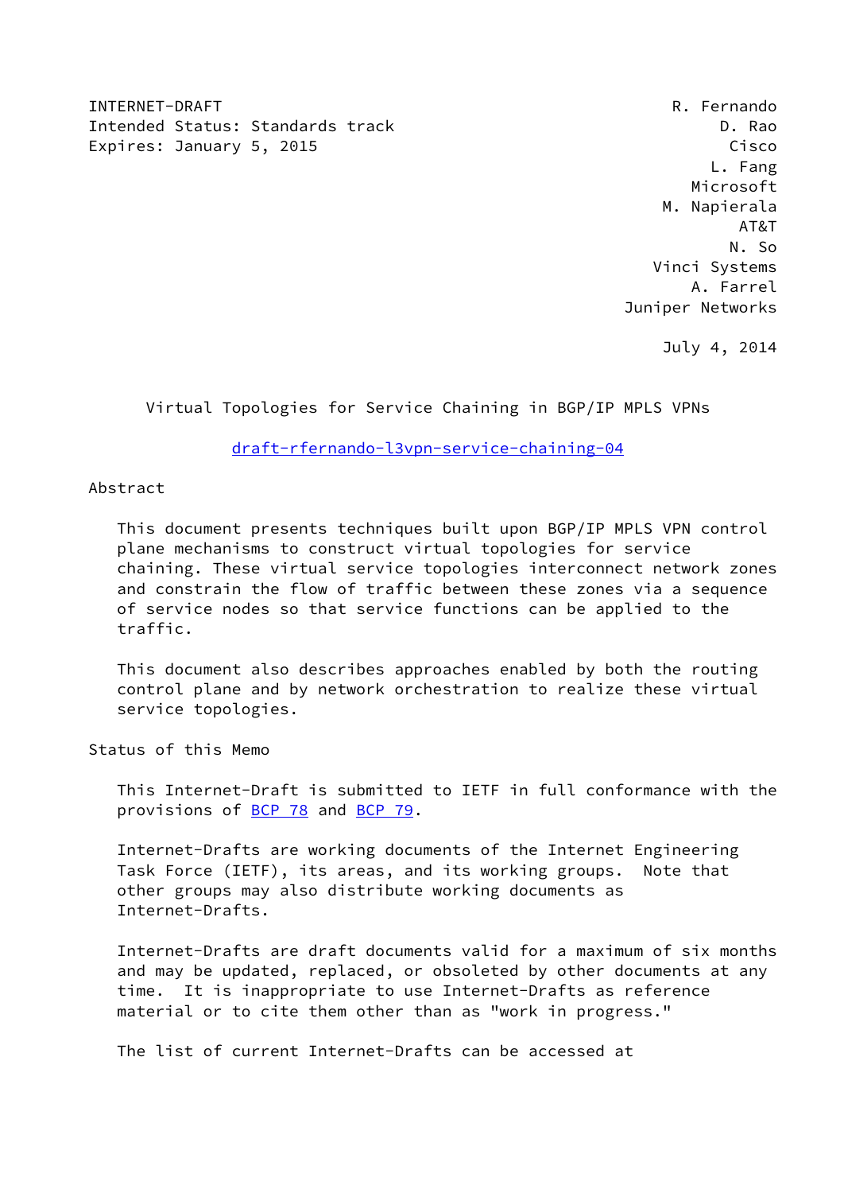INTERNET-DRAFT
Intended Status: Standards track
Expires: January 5, 2015

R. Fernando
D. Rao
Cisco
L. Fang
Microsoft
M. Napierala
AT&T
N. So
Vinci Systems
A. Farrel
Juniper Networks

July 4, 2014

# Virtual Topologies for Service Chaining in BGP/IP MPLS VPNs

draft-rfernando-l3vpn-service-chaining-04

## Abstract

This document presents techniques built upon BGP/IP MPLS VPN control plane mechanisms to construct virtual topologies for service chaining. These virtual service topologies interconnect network zones and constrain the flow of traffic between these zones via a sequence of service nodes so that service functions can be applied to the traffic.

This document also describes approaches enabled by both the routing control plane and by network orchestration to realize these virtual service topologies.

## Status of this Memo

This Internet-Draft is submitted to IETF in full conformance with the provisions of BCP 78 and BCP 79.

Internet-Drafts are working documents of the Internet Engineering Task Force (IETF), its areas, and its working groups. Note that other groups may also distribute working documents as Internet-Drafts.

Internet-Drafts are draft documents valid for a maximum of six months and may be updated, replaced, or obsoleted by other documents at any time. It is inappropriate to use Internet-Drafts as reference material or to cite them other than as "work in progress."

The list of current Internet-Drafts can be accessed at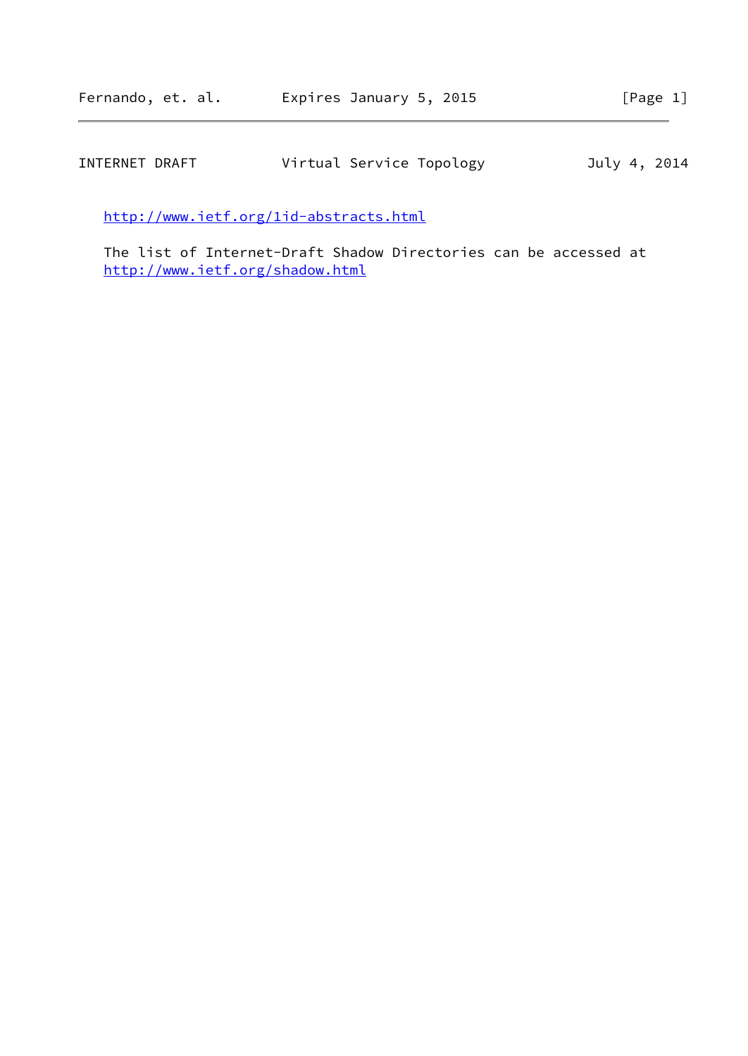http://www.ietf.org/1id-abstracts.html

The list of Internet-Draft Shadow Directories can be accessed at
http://www.ietf.org/shadow.html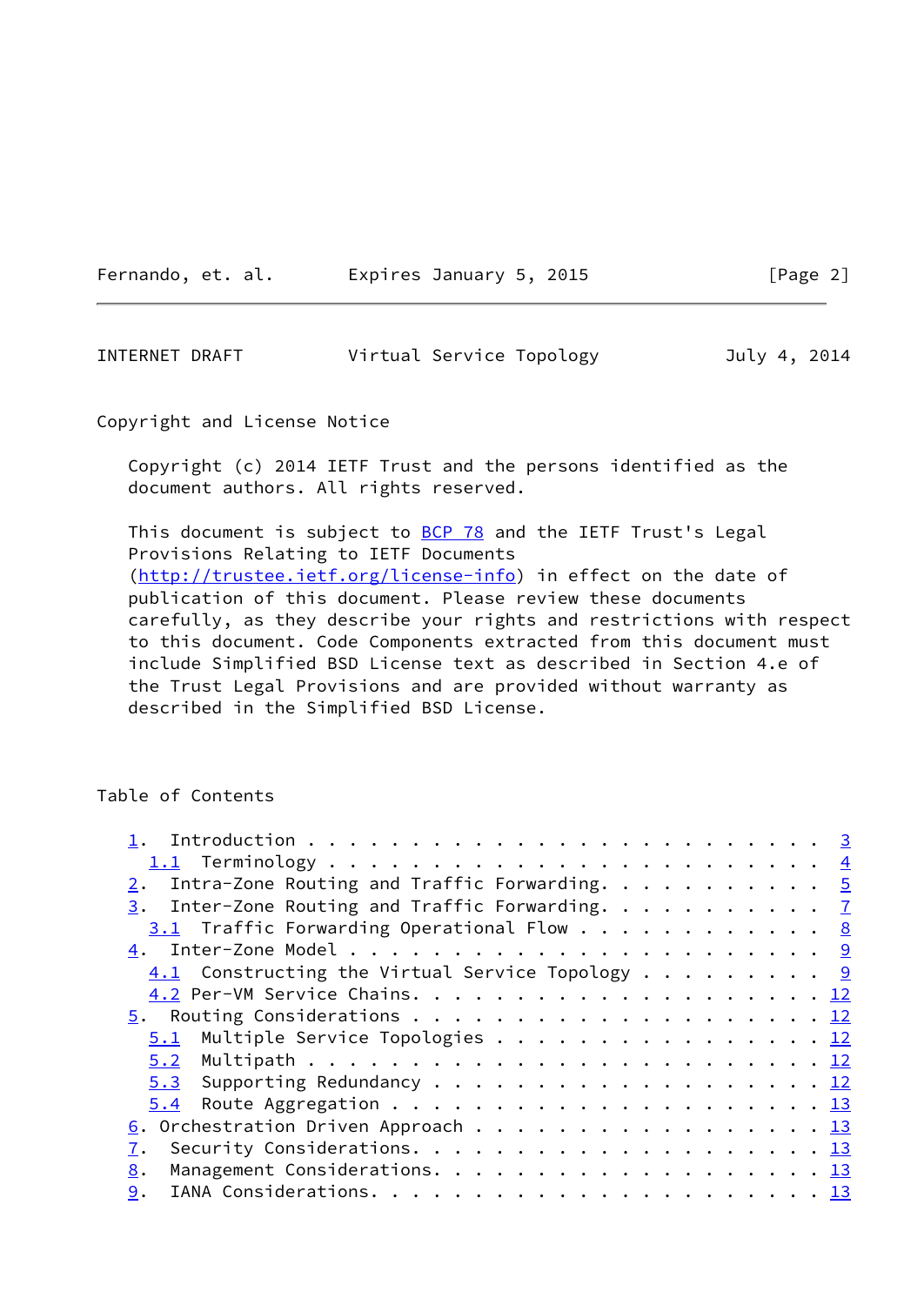## Copyright and License Notice

Copyright (c) 2014 IETF Trust and the persons identified as the document authors. All rights reserved.

This document is subject to BCP 78 and the IETF Trust's Legal Provisions Relating to IETF Documents (http://trustee.ietf.org/license-info) in effect on the date of publication of this document. Please review these documents carefully, as they describe your rights and restrictions with respect to this document. Code Components extracted from this document must include Simplified BSD License text as described in Section 4.e of the Trust Legal Provisions and are provided without warranty as described in the Simplified BSD License.

## Table of Contents

```
1.  Introduction . . . . . . . . . . . . . . . . . . . . . . . . .  3
  1.1  Terminology . . . . . . . . . . . . . . . . . . . . . . . .  4
2.  Intra-Zone Routing and Traffic Forwarding. . . . . . . . . . .  5
3.  Inter-Zone Routing and Traffic Forwarding. . . . . . . . . . .  7
  3.1  Traffic Forwarding Operational Flow . . . . . . . . . . . .  8
4.  Inter-Zone Model . . . . . . . . . . . . . . . . . . . . . . .  9
  4.1  Constructing the Virtual Service Topology . . . . . . . . .  9
  4.2 Per-VM Service Chains. . . . . . . . . . . . . . . . . . . . 12
5.  Routing Considerations . . . . . . . . . . . . . . . . . . . . 12
  5.1  Multiple Service Topologies . . . . . . . . . . . . . . . . 12
  5.2  Multipath . . . . . . . . . . . . . . . . . . . . . . . . . 12
  5.3  Supporting Redundancy . . . . . . . . . . . . . . . . . . . 12
  5.4  Route Aggregation . . . . . . . . . . . . . . . . . . . . . 13
6. Orchestration Driven Approach . . . . . . . . . . . . . . . . . 13
7.  Security Considerations. . . . . . . . . . . . . . . . . . . . 13
8.  Management Considerations. . . . . . . . . . . . . . . . . . . 13
9.  IANA Considerations. . . . . . . . . . . . . . . . . . . . . . 13
```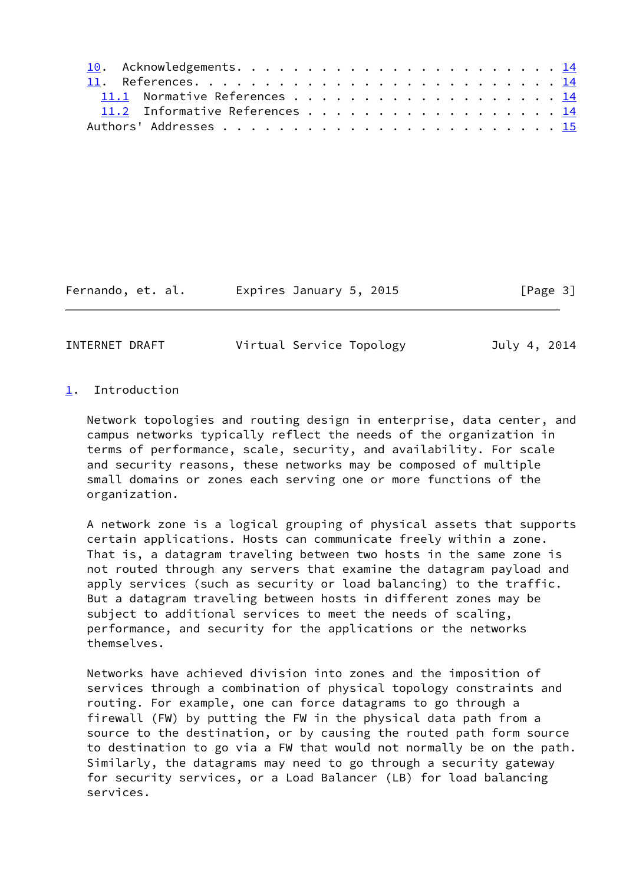10. Acknowledgements . . . . . . . . . . . . . . . . . . . . . . . 14
11. References. . . . . . . . . . . . . . . . . . . . . . . . . . 14
   11.1 Normative References . . . . . . . . . . . . . . . . . . . 14
   11.2 Informative References . . . . . . . . . . . . . . . . . . 14
Authors' Addresses . . . . . . . . . . . . . . . . . . . . . . . . 15

# 1. Introduction

Network topologies and routing design in enterprise, data center, and campus networks typically reflect the needs of the organization in terms of performance, scale, security, and availability. For scale and security reasons, these networks may be composed of multiple small domains or zones each serving one or more functions of the organization.

A network zone is a logical grouping of physical assets that supports certain applications. Hosts can communicate freely within a zone. That is, a datagram traveling between two hosts in the same zone is not routed through any servers that examine the datagram payload and apply services (such as security or load balancing) to the traffic. But a datagram traveling between hosts in different zones may be subject to additional services to meet the needs of scaling, performance, and security for the applications or the networks themselves.

Networks have achieved division into zones and the imposition of services through a combination of physical topology constraints and routing. For example, one can force datagrams to go through a firewall (FW) by putting the FW in the physical data path from a source to the destination, or by causing the routed path form source to destination to go via a FW that would not normally be on the path. Similarly, the datagrams may need to go through a security gateway for security services, or a Load Balancer (LB) for load balancing services.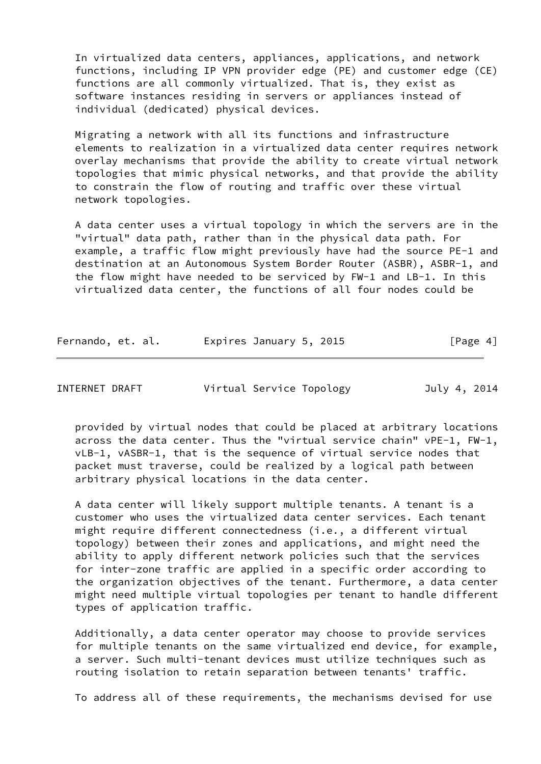In virtualized data centers, appliances, applications, and network functions, including IP VPN provider edge (PE) and customer edge (CE) functions are all commonly virtualized. That is, they exist as software instances residing in servers or appliances instead of individual (dedicated) physical devices.

Migrating a network with all its functions and infrastructure elements to realization in a virtualized data center requires network overlay mechanisms that provide the ability to create virtual network topologies that mimic physical networks, and that provide the ability to constrain the flow of routing and traffic over these virtual network topologies.

A data center uses a virtual topology in which the servers are in the "virtual" data path, rather than in the physical data path. For example, a traffic flow might previously have had the source PE-1 and destination at an Autonomous System Border Router (ASBR), ASBR-1, and the flow might have needed to be serviced by FW-1 and LB-1. In this virtualized data center, the functions of all four nodes could be provided by virtual nodes that could be placed at arbitrary locations across the data center. Thus the "virtual service chain" vPE-1, FW-1, vLB-1, vASBR-1, that is the sequence of virtual service nodes that packet must traverse, could be realized by a logical path between arbitrary physical locations in the data center.

A data center will likely support multiple tenants. A tenant is a customer who uses the virtualized data center services. Each tenant might require different connectedness (i.e., a different virtual topology) between their zones and applications, and might need the ability to apply different network policies such that the services for inter-zone traffic are applied in a specific order according to the organization objectives of the tenant. Furthermore, a data center might need multiple virtual topologies per tenant to handle different types of application traffic.

Additionally, a data center operator may choose to provide services for multiple tenants on the same virtualized end device, for example, a server. Such multi-tenant devices must utilize techniques such as routing isolation to retain separation between tenants' traffic.

To address all of these requirements, the mechanisms devised for use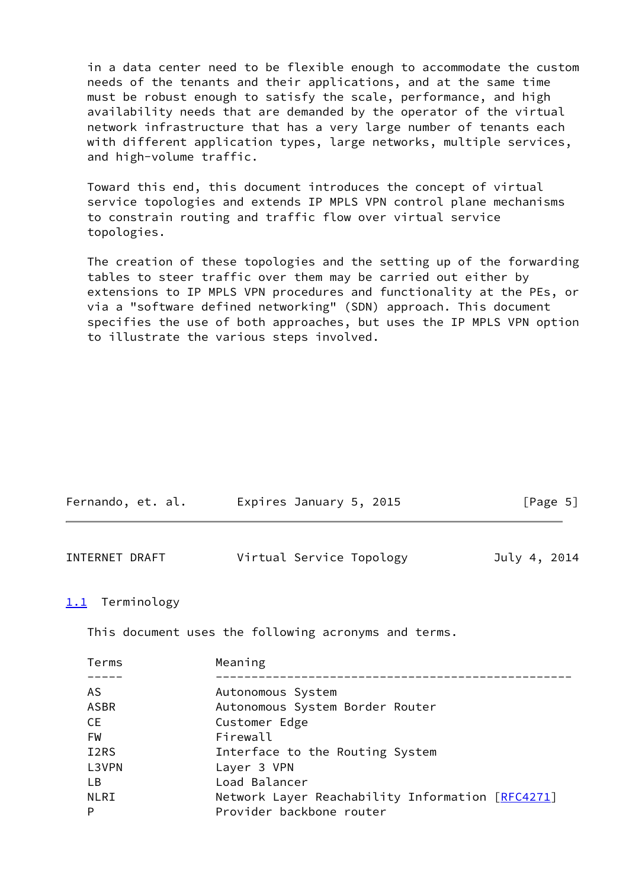in a data center need to be flexible enough to accommodate the custom needs of the tenants and their applications, and at the same time must be robust enough to satisfy the scale, performance, and high availability needs that are demanded by the operator of the virtual network infrastructure that has a very large number of tenants each with different application types, large networks, multiple services, and high-volume traffic.

Toward this end, this document introduces the concept of virtual service topologies and extends IP MPLS VPN control plane mechanisms to constrain routing and traffic flow over virtual service topologies.

The creation of these topologies and the setting up of the forwarding tables to steer traffic over them may be carried out either by extensions to IP MPLS VPN procedures and functionality at the PEs, or via a "software defined networking" (SDN) approach. This document specifies the use of both approaches, but uses the IP MPLS VPN option to illustrate the various steps involved.

## 1.1 Terminology

This document uses the following acronyms and terms.

| Terms | Meaning |
|---|---|
| AS | Autonomous System |
| ASBR | Autonomous System Border Router |
| CE | Customer Edge |
| FW | Firewall |
| I2RS | Interface to the Routing System |
| L3VPN | Layer 3 VPN |
| LB | Load Balancer |
| NLRI | Network Layer Reachability Information [RFC4271] |
| P | Provider backbone router |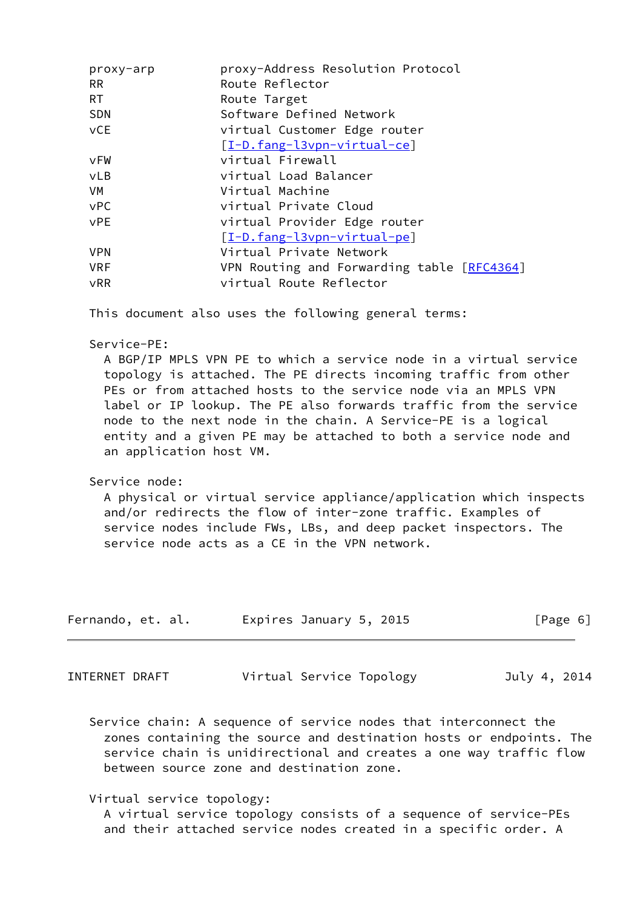| | |
|---|---|
| proxy-arp | proxy-Address Resolution Protocol |
| RR | Route Reflector |
| RT | Route Target |
| SDN | Software Defined Network |
| vCE | virtual Customer Edge router [I-D.fang-l3vpn-virtual-ce] |
| vFW | virtual Firewall |
| vLB | virtual Load Balancer |
| VM | Virtual Machine |
| vPC | virtual Private Cloud |
| vPE | virtual Provider Edge router [I-D.fang-l3vpn-virtual-pe] |
| VPN | Virtual Private Network |
| VRF | VPN Routing and Forwarding table [RFC4364] |
| vRR | virtual Route Reflector |

This document also uses the following general terms:

Service-PE:
A BGP/IP MPLS VPN PE to which a service node in a virtual service topology is attached. The PE directs incoming traffic from other PEs or from attached hosts to the service node via an MPLS VPN label or IP lookup. The PE also forwards traffic from the service node to the next node in the chain. A Service-PE is a logical entity and a given PE may be attached to both a service node and an application host VM.

Service node:
A physical or virtual service appliance/application which inspects and/or redirects the flow of inter-zone traffic. Examples of service nodes include FWs, LBs, and deep packet inspectors. The service node acts as a CE in the VPN network.

Service chain: A sequence of service nodes that interconnect the zones containing the source and destination hosts or endpoints. The service chain is unidirectional and creates a one way traffic flow between source zone and destination zone.

Virtual service topology:
A virtual service topology consists of a sequence of service-PEs and their attached service nodes created in a specific order. A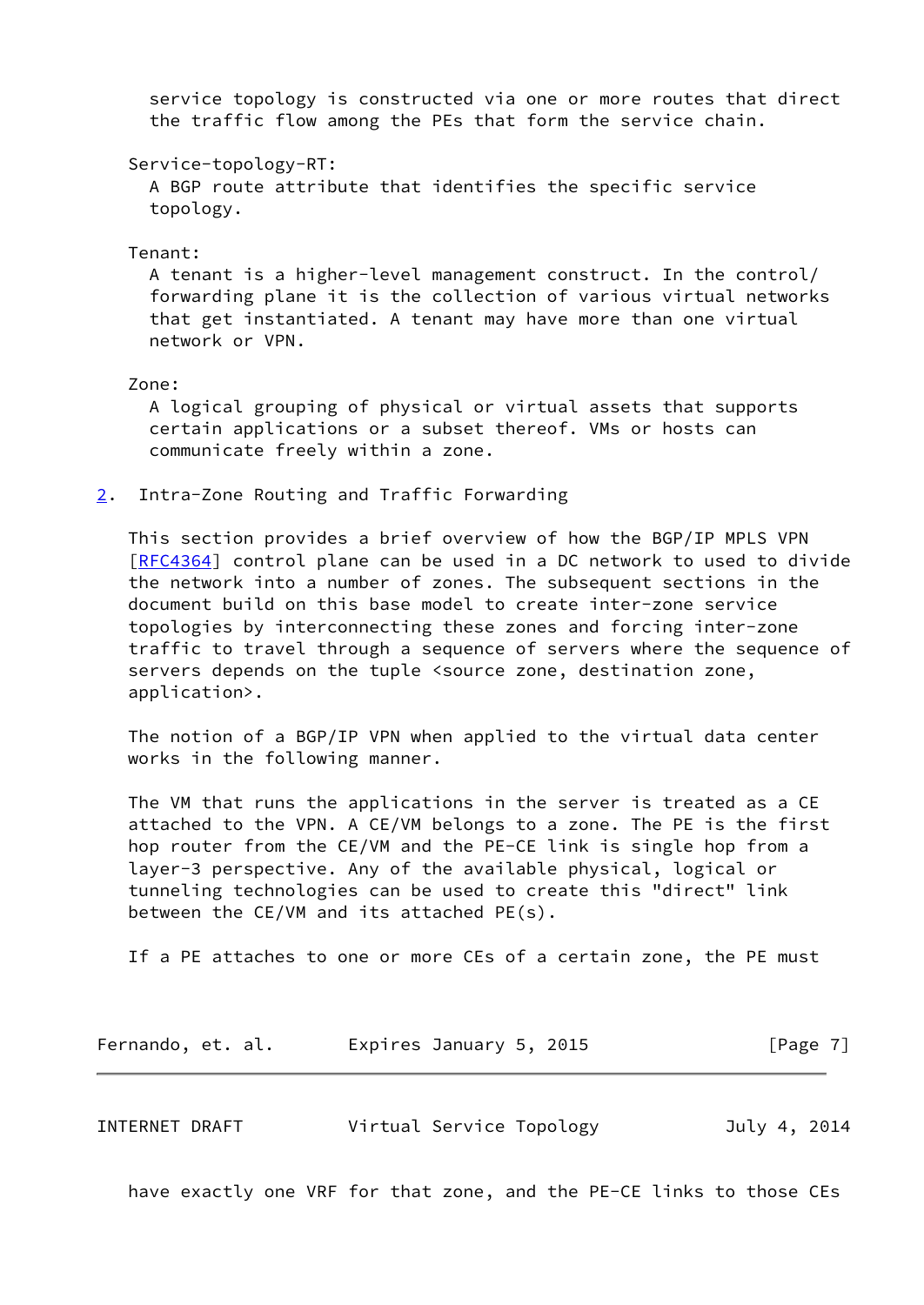service topology is constructed via one or more routes that direct the traffic flow among the PEs that form the service chain.

Service-topology-RT:
A BGP route attribute that identifies the specific service topology.

Tenant:
A tenant is a higher-level management construct. In the control/forwarding plane it is the collection of various virtual networks that get instantiated. A tenant may have more than one virtual network or VPN.

Zone:
A logical grouping of physical or virtual assets that supports certain applications or a subset thereof. VMs or hosts can communicate freely within a zone.

## 2. Intra-Zone Routing and Traffic Forwarding

This section provides a brief overview of how the BGP/IP MPLS VPN [RFC4364] control plane can be used in a DC network to used to divide the network into a number of zones. The subsequent sections in the document build on this base model to create inter-zone service topologies by interconnecting these zones and forcing inter-zone traffic to travel through a sequence of servers where the sequence of servers depends on the tuple <source zone, destination zone, application>.

The notion of a BGP/IP VPN when applied to the virtual data center works in the following manner.

The VM that runs the applications in the server is treated as a CE attached to the VPN. A CE/VM belongs to a zone. The PE is the first hop router from the CE/VM and the PE-CE link is single hop from a layer-3 perspective. Any of the available physical, logical or tunneling technologies can be used to create this "direct" link between the CE/VM and its attached PE(s).

If a PE attaches to one or more CEs of a certain zone, the PE must have exactly one VRF for that zone, and the PE-CE links to those CEs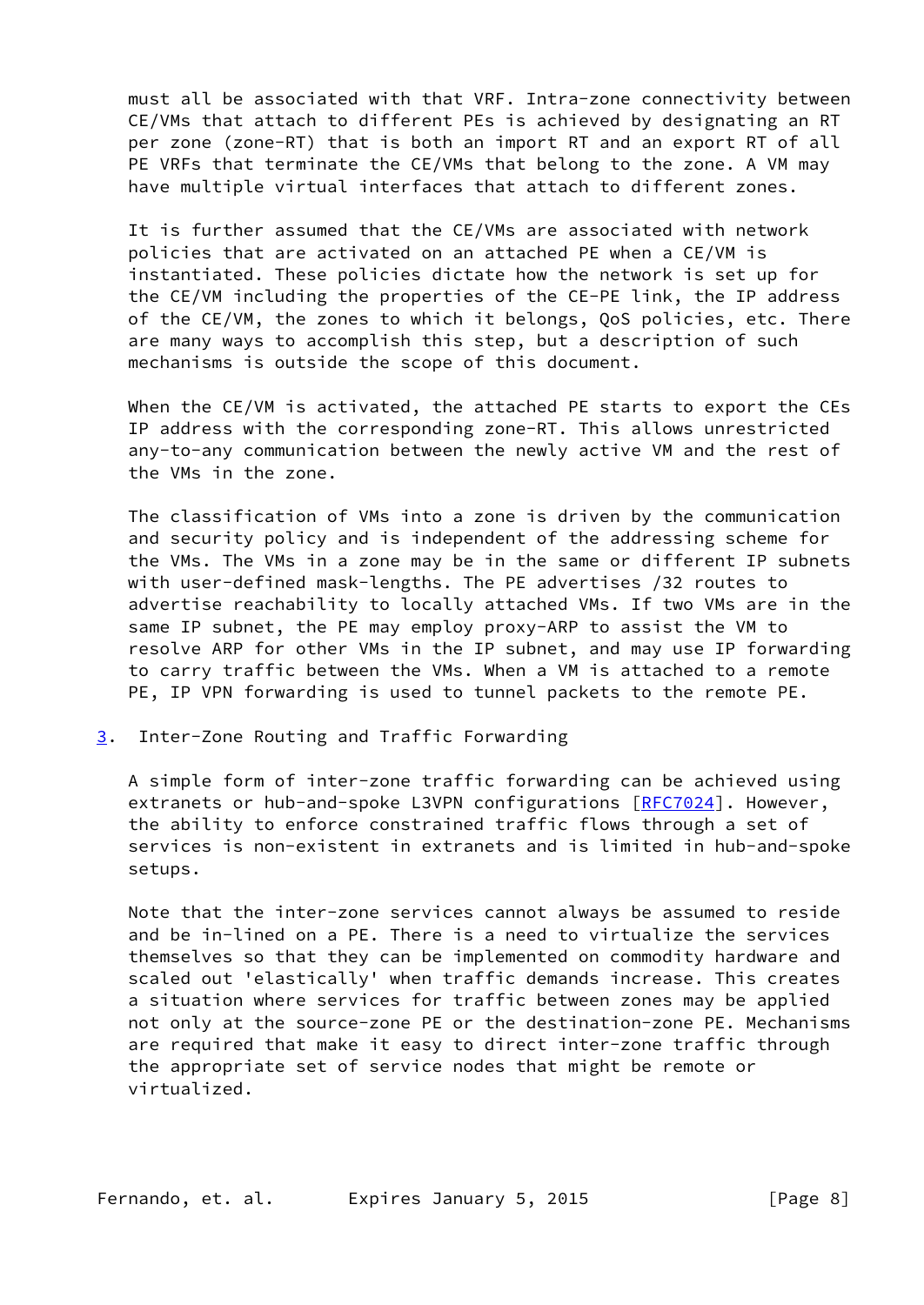must all be associated with that VRF. Intra-zone connectivity between CE/VMs that attach to different PEs is achieved by designating an RT per zone (zone-RT) that is both an import RT and an export RT of all PE VRFs that terminate the CE/VMs that belong to the zone. A VM may have multiple virtual interfaces that attach to different zones.

It is further assumed that the CE/VMs are associated with network policies that are activated on an attached PE when a CE/VM is instantiated. These policies dictate how the network is set up for the CE/VM including the properties of the CE-PE link, the IP address of the CE/VM, the zones to which it belongs, QoS policies, etc. There are many ways to accomplish this step, but a description of such mechanisms is outside the scope of this document.

When the CE/VM is activated, the attached PE starts to export the CEs IP address with the corresponding zone-RT. This allows unrestricted any-to-any communication between the newly active VM and the rest of the VMs in the zone.

The classification of VMs into a zone is driven by the communication and security policy and is independent of the addressing scheme for the VMs. The VMs in a zone may be in the same or different IP subnets with user-defined mask-lengths. The PE advertises /32 routes to advertise reachability to locally attached VMs. If two VMs are in the same IP subnet, the PE may employ proxy-ARP to assist the VM to resolve ARP for other VMs in the IP subnet, and may use IP forwarding to carry traffic between the VMs. When a VM is attached to a remote PE, IP VPN forwarding is used to tunnel packets to the remote PE.

## 3. Inter-Zone Routing and Traffic Forwarding

A simple form of inter-zone traffic forwarding can be achieved using extranets or hub-and-spoke L3VPN configurations [RFC7024]. However, the ability to enforce constrained traffic flows through a set of services is non-existent in extranets and is limited in hub-and-spoke setups.

Note that the inter-zone services cannot always be assumed to reside and be in-lined on a PE. There is a need to virtualize the services themselves so that they can be implemented on commodity hardware and scaled out 'elastically' when traffic demands increase. This creates a situation where services for traffic between zones may be applied not only at the source-zone PE or the destination-zone PE. Mechanisms are required that make it easy to direct inter-zone traffic through the appropriate set of service nodes that might be remote or virtualized.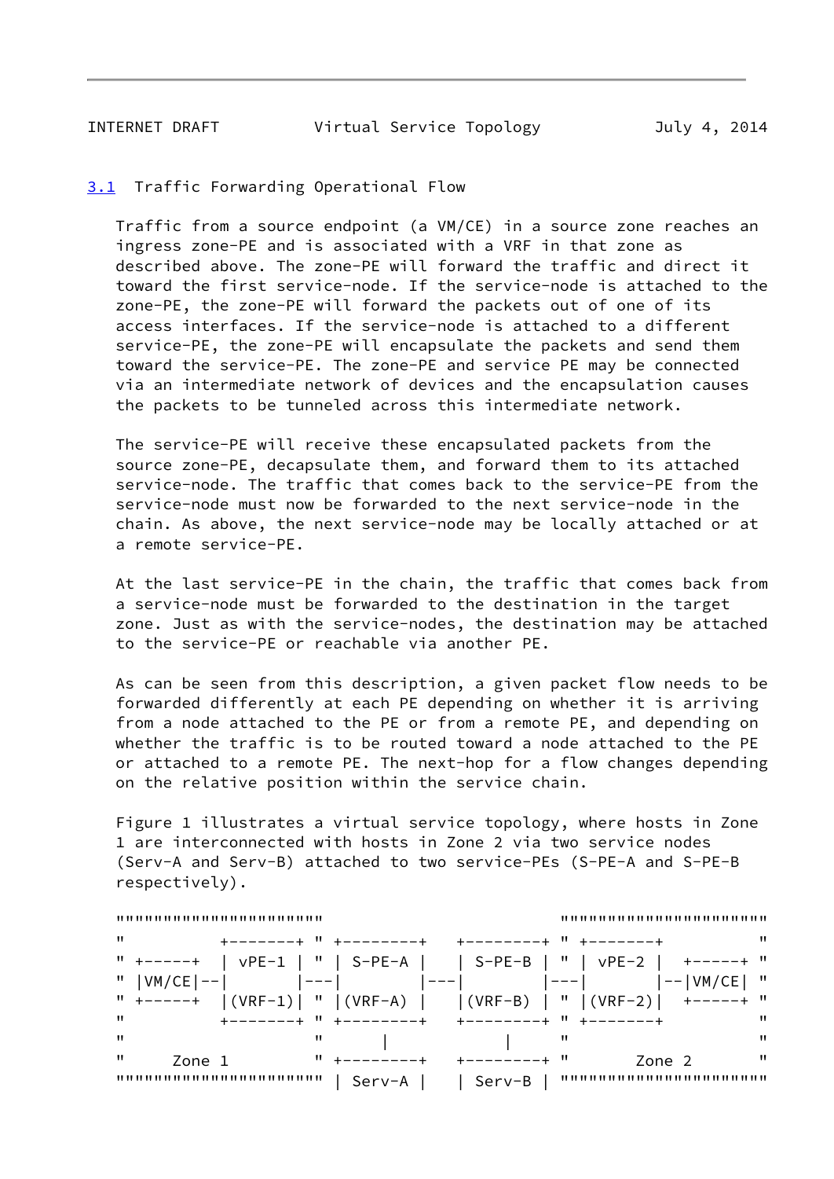## 3.1 Traffic Forwarding Operational Flow

Traffic from a source endpoint (a VM/CE) in a source zone reaches an ingress zone-PE and is associated with a VRF in that zone as described above. The zone-PE will forward the traffic and direct it toward the first service-node. If the service-node is attached to the zone-PE, the zone-PE will forward the packets out of one of its access interfaces. If the service-node is attached to a different service-PE, the zone-PE will encapsulate the packets and send them toward the service-PE. The zone-PE and service PE may be connected via an intermediate network of devices and the encapsulation causes the packets to be tunneled across this intermediate network.

The service-PE will receive these encapsulated packets from the source zone-PE, decapsulate them, and forward them to its attached service-node. The traffic that comes back to the service-PE from the service-node must now be forwarded to the next service-node in the chain. As above, the next service-node may be locally attached or at a remote service-PE.

At the last service-PE in the chain, the traffic that comes back from a service-node must be forwarded to the destination in the target zone. Just as with the service-nodes, the destination may be attached to the service-PE or reachable via another PE.

As can be seen from this description, a given packet flow needs to be forwarded differently at each PE depending on whether it is arriving from a node attached to the PE or from a remote PE, and depending on whether the traffic is to be routed toward a node attached to the PE or attached to a remote PE. The next-hop for a flow changes depending on the relative position within the service chain.

Figure 1 illustrates a virtual service topology, where hosts in Zone 1 are interconnected with hosts in Zone 2 via two service nodes (Serv-A and Serv-B) attached to two service-PEs (S-PE-A and S-PE-B respectively).

```
""""""""""""""""""""""""                            """"""""""""""""""""""""
"           +--------+ " +---------+    +---------+ " +--------+           "
" +-----+   | vPE-1  | " | S-PE-A  |    | S-PE-B  | " | vPE-2  |   +-----+ "
" |VM/CE|---|        |---|         |----|         |---|        |---|VM/CE| "
" +-----+   |(VRF-1) | " |(VRF-A)  |    |(VRF-B)  | " |(VRF-2) |   +-----+ "
"           +--------+ " +---------+    +---------+ " +--------+           "
"                      "      |              |      "                      "
"     Zone 1           " +---------+    +---------+ "      Zone 2          "
"""""""""""""""""""""""" | Serv-A  |    | Serv-B  | """"""""""""""""""""""""
```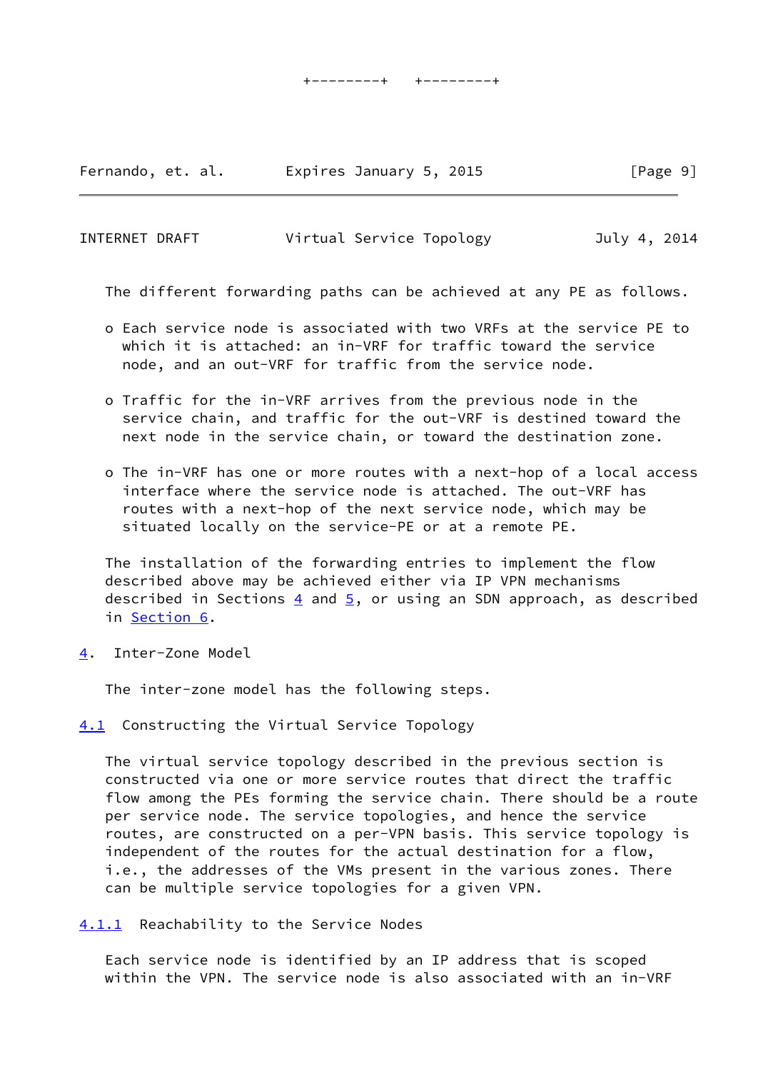```
                               +--------+   +--------+
```

The different forwarding paths can be achieved at any PE as follows.

- Each service node is associated with two VRFs at the service PE to which it is attached: an in-VRF for traffic toward the service node, and an out-VRF for traffic from the service node.

- Traffic for the in-VRF arrives from the previous node in the service chain, and traffic for the out-VRF is destined toward the next node in the service chain, or toward the destination zone.

- The in-VRF has one or more routes with a next-hop of a local access interface where the service node is attached. The out-VRF has routes with a next-hop of the next service node, which may be situated locally on the service-PE or at a remote PE.

The installation of the forwarding entries to implement the flow described above may be achieved either via IP VPN mechanisms described in Sections 4 and 5, or using an SDN approach, as described in Section 6.

# 4. Inter-Zone Model

The inter-zone model has the following steps.

## 4.1 Constructing the Virtual Service Topology

The virtual service topology described in the previous section is constructed via one or more service routes that direct the traffic flow among the PEs forming the service chain. There should be a route per service node. The service topologies, and hence the service routes, are constructed on a per-VPN basis. This service topology is independent of the routes for the actual destination for a flow, i.e., the addresses of the VMs present in the various zones. There can be multiple service topologies for a given VPN.

### 4.1.1 Reachability to the Service Nodes

Each service node is identified by an IP address that is scoped within the VPN. The service node is also associated with an in-VRF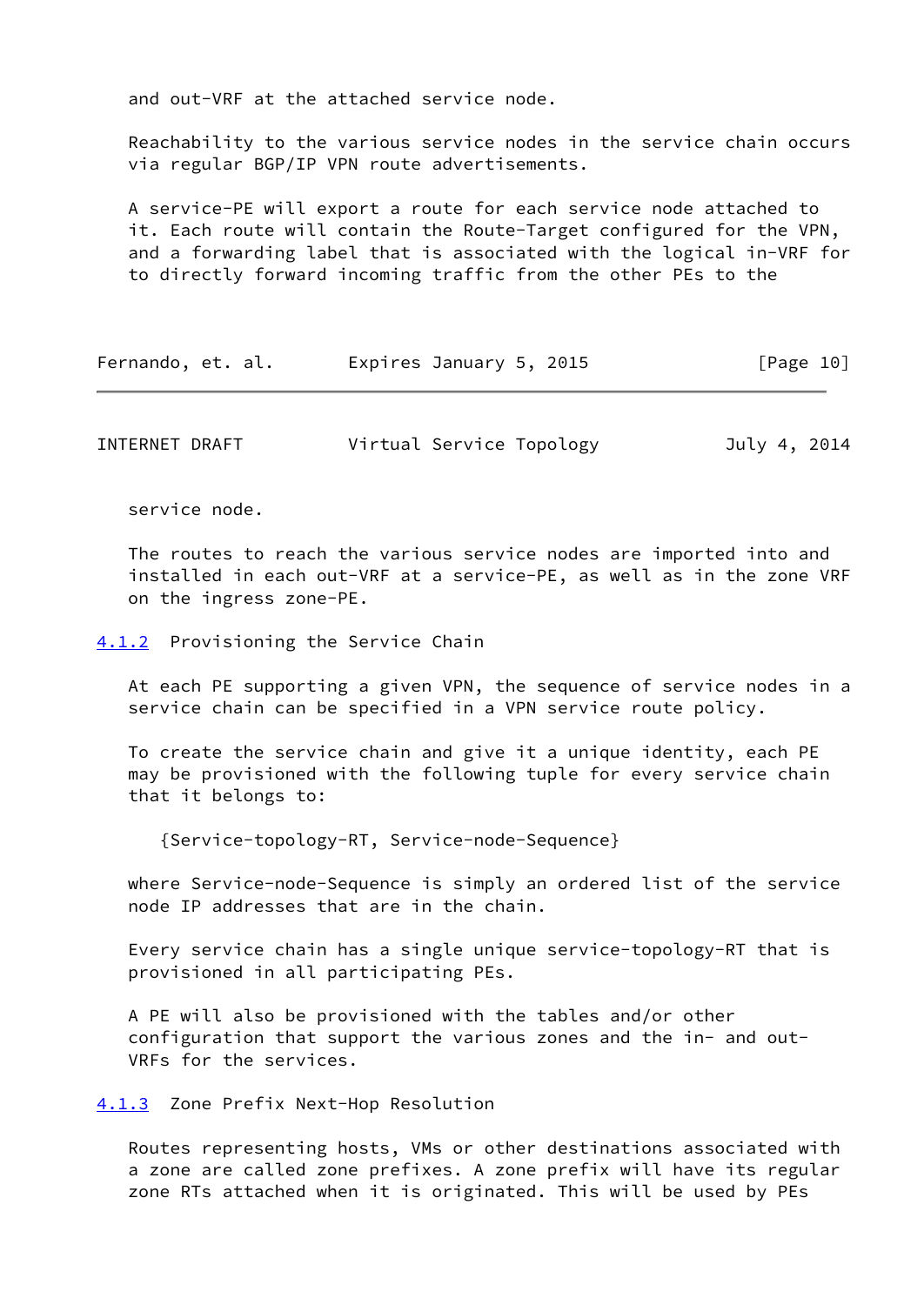and out-VRF at the attached service node.

Reachability to the various service nodes in the service chain occurs via regular BGP/IP VPN route advertisements.

A service-PE will export a route for each service node attached to it. Each route will contain the Route-Target configured for the VPN, and a forwarding label that is associated with the logical in-VRF for to directly forward incoming traffic from the other PEs to the service node.

The routes to reach the various service nodes are imported into and installed in each out-VRF at a service-PE, as well as in the zone VRF on the ingress zone-PE.

### 4.1.2 Provisioning the Service Chain

At each PE supporting a given VPN, the sequence of service nodes in a service chain can be specified in a VPN service route policy.

To create the service chain and give it a unique identity, each PE may be provisioned with the following tuple for every service chain that it belongs to:

```
{Service-topology-RT, Service-node-Sequence}
```

where Service-node-Sequence is simply an ordered list of the service node IP addresses that are in the chain.

Every service chain has a single unique service-topology-RT that is provisioned in all participating PEs.

A PE will also be provisioned with the tables and/or other configuration that support the various zones and the in- and out-VRFs for the services.

### 4.1.3 Zone Prefix Next-Hop Resolution

Routes representing hosts, VMs or other destinations associated with a zone are called zone prefixes. A zone prefix will have its regular zone RTs attached when it is originated. This will be used by PEs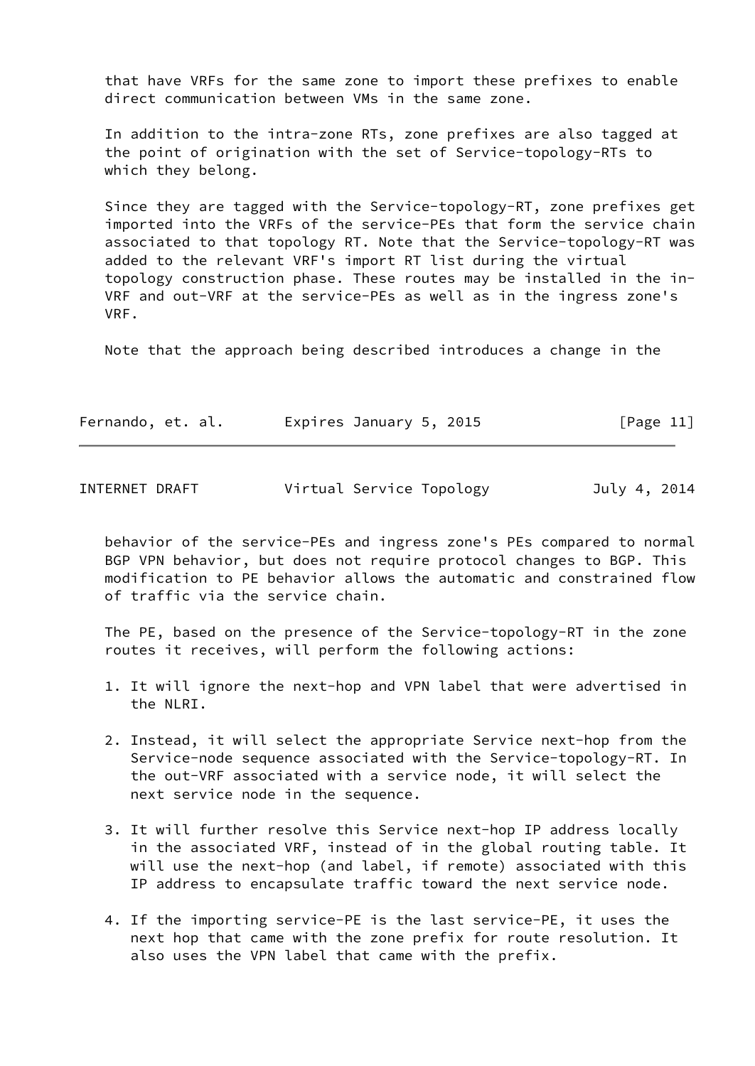that have VRFs for the same zone to import these prefixes to enable direct communication between VMs in the same zone.

In addition to the intra-zone RTs, zone prefixes are also tagged at the point of origination with the set of Service-topology-RTs to which they belong.

Since they are tagged with the Service-topology-RT, zone prefixes get imported into the VRFs of the service-PEs that form the service chain associated to that topology RT. Note that the Service-topology-RT was added to the relevant VRF's import RT list during the virtual topology construction phase. These routes may be installed in the in-VRF and out-VRF at the service-PEs as well as in the ingress zone's VRF.

Note that the approach being described introduces a change in the behavior of the service-PEs and ingress zone's PEs compared to normal BGP VPN behavior, but does not require protocol changes to BGP. This modification to PE behavior allows the automatic and constrained flow of traffic via the service chain.

The PE, based on the presence of the Service-topology-RT in the zone routes it receives, will perform the following actions:

1. It will ignore the next-hop and VPN label that were advertised in the NLRI.

2. Instead, it will select the appropriate Service next-hop from the Service-node sequence associated with the Service-topology-RT. In the out-VRF associated with a service node, it will select the next service node in the sequence.

3. It will further resolve this Service next-hop IP address locally in the associated VRF, instead of in the global routing table. It will use the next-hop (and label, if remote) associated with this IP address to encapsulate traffic toward the next service node.

4. If the importing service-PE is the last service-PE, it uses the next hop that came with the zone prefix for route resolution. It also uses the VPN label that came with the prefix.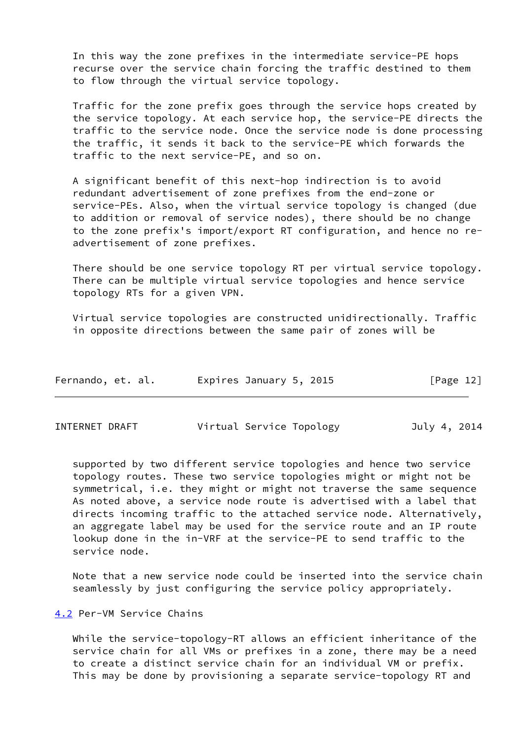In this way the zone prefixes in the intermediate service-PE hops recurse over the service chain forcing the traffic destined to them to flow through the virtual service topology.

Traffic for the zone prefix goes through the service hops created by the service topology. At each service hop, the service-PE directs the traffic to the service node. Once the service node is done processing the traffic, it sends it back to the service-PE which forwards the traffic to the next service-PE, and so on.

A significant benefit of this next-hop indirection is to avoid redundant advertisement of zone prefixes from the end-zone or service-PEs. Also, when the virtual service topology is changed (due to addition or removal of service nodes), there should be no change to the zone prefix's import/export RT configuration, and hence no re-advertisement of zone prefixes.

There should be one service topology RT per virtual service topology. There can be multiple virtual service topologies and hence service topology RTs for a given VPN.

Virtual service topologies are constructed unidirectionally. Traffic in opposite directions between the same pair of zones will be supported by two different service topologies and hence two service topology routes. These two service topologies might or might not be symmetrical, i.e. they might or might not traverse the same sequence As noted above, a service node route is advertised with a label that directs incoming traffic to the attached service node. Alternatively, an aggregate label may be used for the service route and an IP route lookup done in the in-VRF at the service-PE to send traffic to the service node.

Note that a new service node could be inserted into the service chain seamlessly by just configuring the service policy appropriately.

### 4.2 Per-VM Service Chains

While the service-topology-RT allows an efficient inheritance of the service chain for all VMs or prefixes in a zone, there may be a need to create a distinct service chain for an individual VM or prefix. This may be done by provisioning a separate service-topology RT and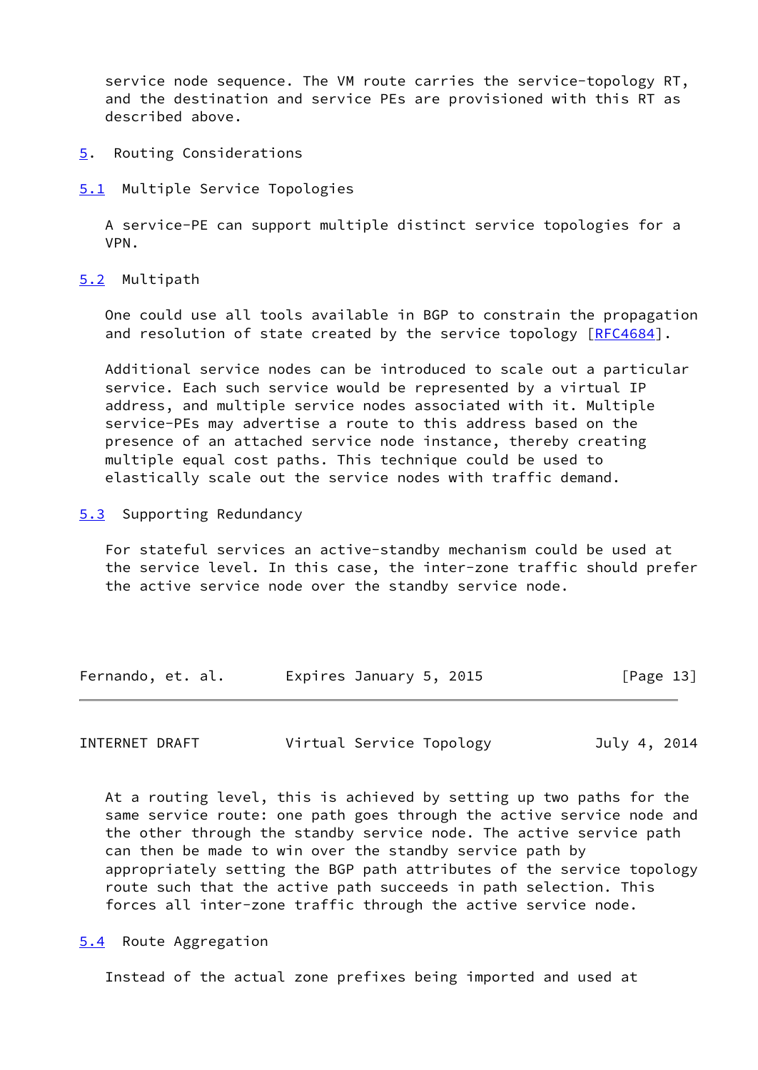service node sequence. The VM route carries the service-topology RT, and the destination and service PEs are provisioned with this RT as described above.

## 5. Routing Considerations

### 5.1 Multiple Service Topologies

A service-PE can support multiple distinct service topologies for a VPN.

### 5.2 Multipath

One could use all tools available in BGP to constrain the propagation and resolution of state created by the service topology [RFC4684].

Additional service nodes can be introduced to scale out a particular service. Each such service would be represented by a virtual IP address, and multiple service nodes associated with it. Multiple service-PEs may advertise a route to this address based on the presence of an attached service node instance, thereby creating multiple equal cost paths. This technique could be used to elastically scale out the service nodes with traffic demand.

### 5.3 Supporting Redundancy

For stateful services an active-standby mechanism could be used at the service level. In this case, the inter-zone traffic should prefer the active service node over the standby service node.

At a routing level, this is achieved by setting up two paths for the same service route: one path goes through the active service node and the other through the standby service node. The active service path can then be made to win over the standby service path by appropriately setting the BGP path attributes of the service topology route such that the active path succeeds in path selection. This forces all inter-zone traffic through the active service node.

### 5.4 Route Aggregation

Instead of the actual zone prefixes being imported and used at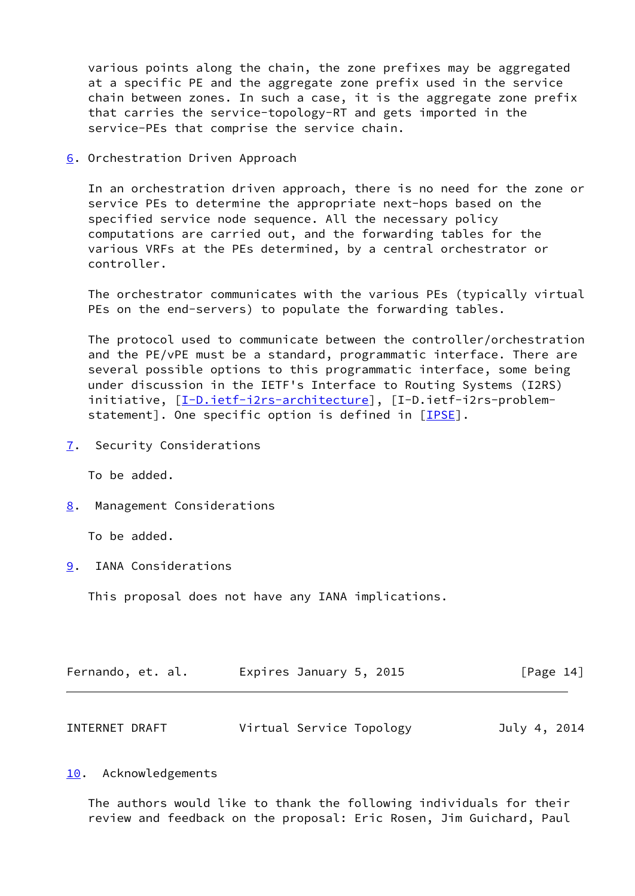various points along the chain, the zone prefixes may be aggregated at a specific PE and the aggregate zone prefix used in the service chain between zones. In such a case, it is the aggregate zone prefix that carries the service-topology-RT and gets imported in the service-PEs that comprise the service chain.

## 6. Orchestration Driven Approach

In an orchestration driven approach, there is no need for the zone or service PEs to determine the appropriate next-hops based on the specified service node sequence. All the necessary policy computations are carried out, and the forwarding tables for the various VRFs at the PEs determined, by a central orchestrator or controller.

The orchestrator communicates with the various PEs (typically virtual PEs on the end-servers) to populate the forwarding tables.

The protocol used to communicate between the controller/orchestration and the PE/vPE must be a standard, programmatic interface. There are several possible options to this programmatic interface, some being under discussion in the IETF's Interface to Routing Systems (I2RS) initiative, [I-D.ietf-i2rs-architecture], [I-D.ietf-i2rs-problem-statement]. One specific option is defined in [IPSE].

## 7. Security Considerations

To be added.

## 8. Management Considerations

To be added.

## 9. IANA Considerations

This proposal does not have any IANA implications.

## 10. Acknowledgements

The authors would like to thank the following individuals for their review and feedback on the proposal: Eric Rosen, Jim Guichard, Paul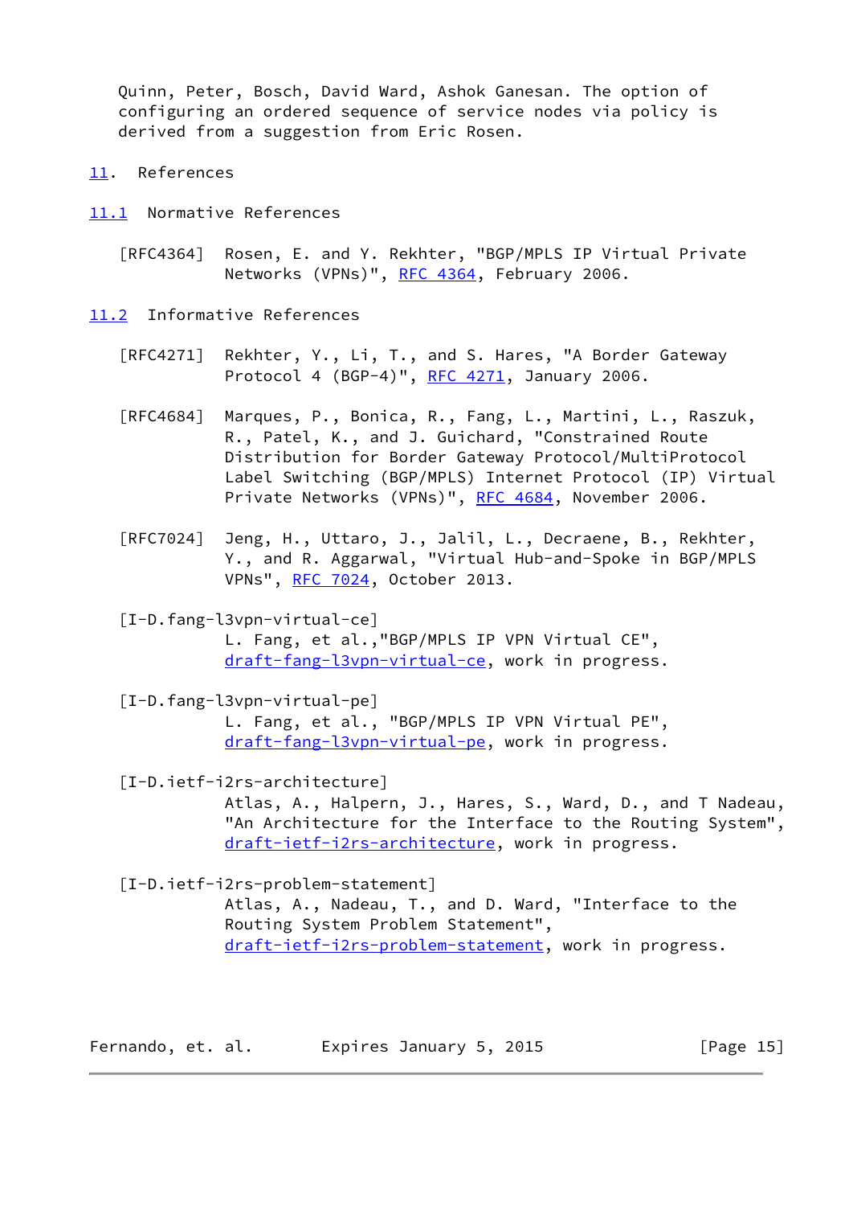Quinn, Peter, Bosch, David Ward, Ashok Ganesan. The option of configuring an ordered sequence of service nodes via policy is derived from a suggestion from Eric Rosen.

# 11. References

## 11.1 Normative References

[RFC4364] Rosen, E. and Y. Rekhter, "BGP/MPLS IP Virtual Private Networks (VPNs)", RFC 4364, February 2006.

## 11.2 Informative References

[RFC4271] Rekhter, Y., Li, T., and S. Hares, "A Border Gateway Protocol 4 (BGP-4)", RFC 4271, January 2006.

[RFC4684] Marques, P., Bonica, R., Fang, L., Martini, L., Raszuk, R., Patel, K., and J. Guichard, "Constrained Route Distribution for Border Gateway Protocol/MultiProtocol Label Switching (BGP/MPLS) Internet Protocol (IP) Virtual Private Networks (VPNs)", RFC 4684, November 2006.

[RFC7024] Jeng, H., Uttaro, J., Jalil, L., Decraene, B., Rekhter, Y., and R. Aggarwal, "Virtual Hub-and-Spoke in BGP/MPLS VPNs", RFC 7024, October 2013.

[I-D.fang-l3vpn-virtual-ce]
L. Fang, et al.,"BGP/MPLS IP VPN Virtual CE", draft-fang-l3vpn-virtual-ce, work in progress.

[I-D.fang-l3vpn-virtual-pe]
L. Fang, et al., "BGP/MPLS IP VPN Virtual PE", draft-fang-l3vpn-virtual-pe, work in progress.

[I-D.ietf-i2rs-architecture]
Atlas, A., Halpern, J., Hares, S., Ward, D., and T Nadeau, "An Architecture for the Interface to the Routing System", draft-ietf-i2rs-architecture, work in progress.

[I-D.ietf-i2rs-problem-statement]
Atlas, A., Nadeau, T., and D. Ward, "Interface to the Routing System Problem Statement", draft-ietf-i2rs-problem-statement, work in progress.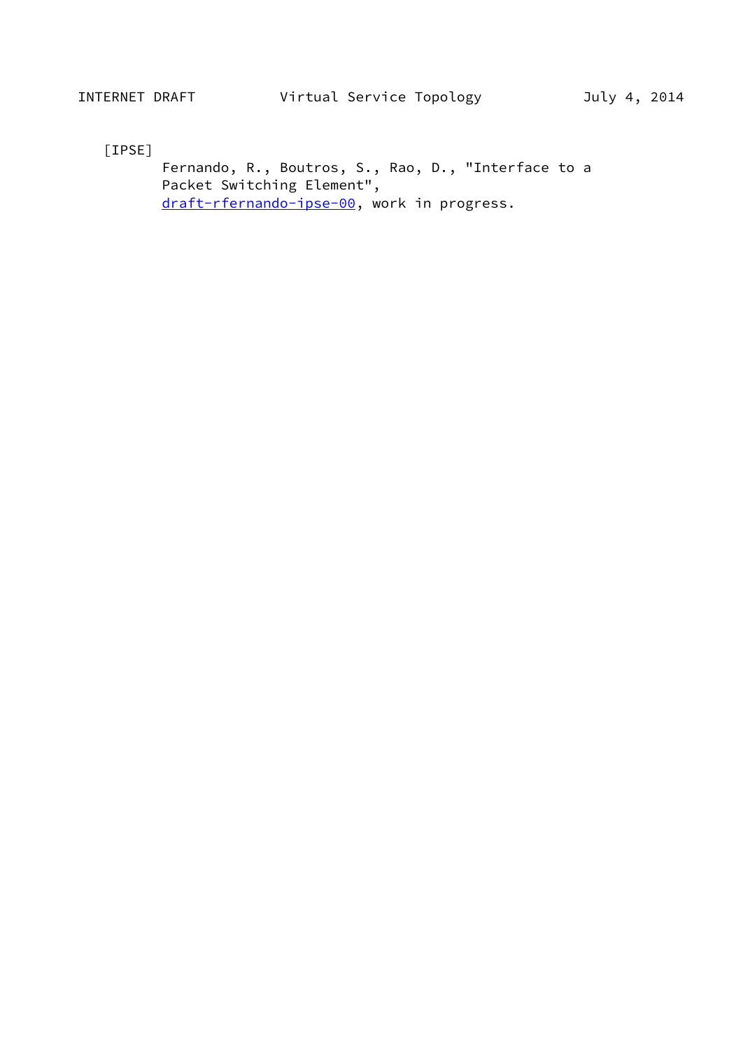[IPSE]
Fernando, R., Boutros, S., Rao, D., "Interface to a Packet Switching Element", draft-rfernando-ipse-00, work in progress.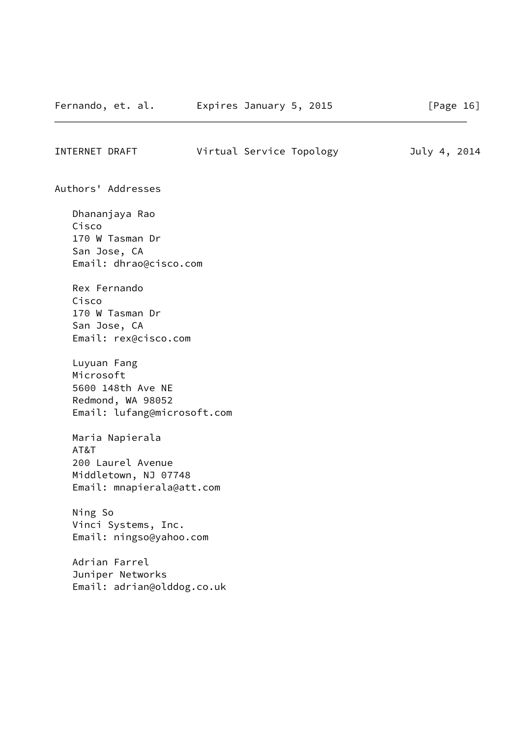## Authors' Addresses

Dhananjaya Rao
Cisco
170 W Tasman Dr
San Jose, CA
Email: dhrao@cisco.com

Rex Fernando
Cisco
170 W Tasman Dr
San Jose, CA
Email: rex@cisco.com

Luyuan Fang
Microsoft
5600 148th Ave NE
Redmond, WA 98052
Email: lufang@microsoft.com

Maria Napierala
AT&T
200 Laurel Avenue
Middletown, NJ 07748
Email: mnapierala@att.com

Ning So
Vinci Systems, Inc.
Email: ningso@yahoo.com

Adrian Farrel
Juniper Networks
Email: adrian@olddog.co.uk